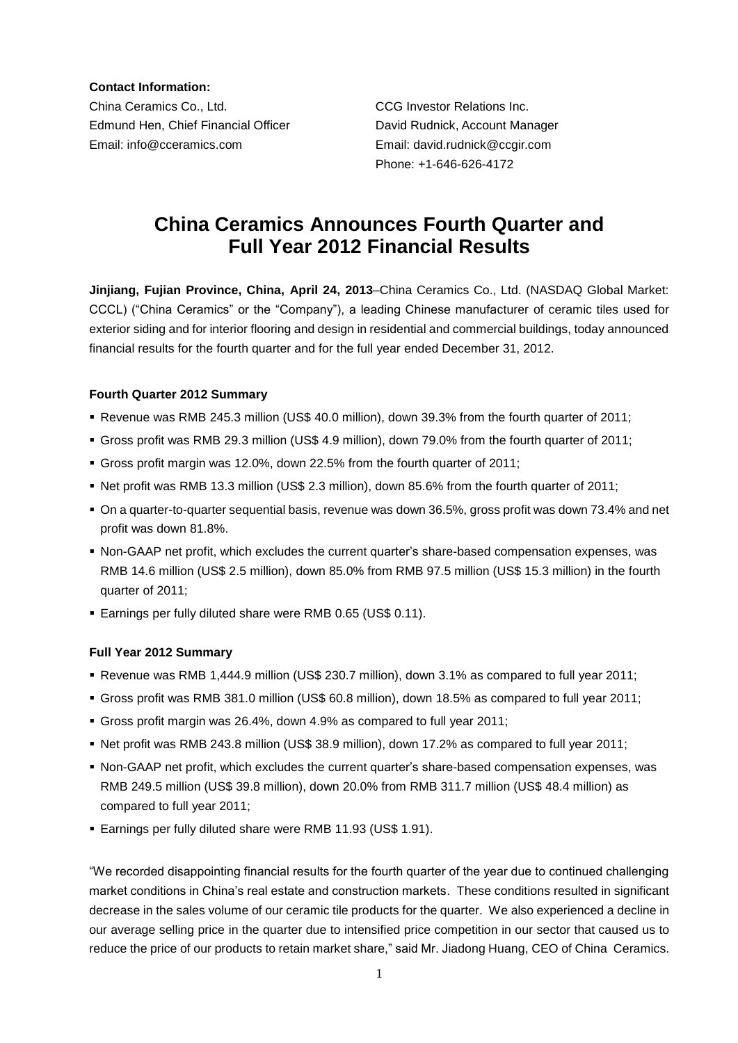**Contact Information:**

China Ceramics Co., Ltd.
Edmund Hen, Chief Financial Officer
Email: info@cceramics.com

CCG Investor Relations Inc.
David Rudnick, Account Manager
Email: david.rudnick@ccgir.com
Phone: +1-646-626-4172

# China Ceramics Announces Fourth Quarter and Full Year 2012 Financial Results

**Jinjiang, Fujian Province, China, April 24, 2013**–China Ceramics Co., Ltd. (NASDAQ Global Market: CCCL) ("China Ceramics" or the "Company"), a leading Chinese manufacturer of ceramic tiles used for exterior siding and for interior flooring and design in residential and commercial buildings, today announced financial results for the fourth quarter and for the full year ended December 31, 2012.

### Fourth Quarter 2012 Summary

- Revenue was RMB 245.3 million (US$ 40.0 million), down 39.3% from the fourth quarter of 2011;
- Gross profit was RMB 29.3 million (US$ 4.9 million), down 79.0% from the fourth quarter of 2011;
- Gross profit margin was 12.0%, down 22.5% from the fourth quarter of 2011;
- Net profit was RMB 13.3 million (US$ 2.3 million), down 85.6% from the fourth quarter of 2011;
- On a quarter-to-quarter sequential basis, revenue was down 36.5%, gross profit was down 73.4% and net profit was down 81.8%.
- Non-GAAP net profit, which excludes the current quarter's share-based compensation expenses, was RMB 14.6 million (US$ 2.5 million), down 85.0% from RMB 97.5 million (US$ 15.3 million) in the fourth quarter of 2011;
- Earnings per fully diluted share were RMB 0.65 (US$ 0.11).

### Full Year 2012 Summary

- Revenue was RMB 1,444.9 million (US$ 230.7 million), down 3.1% as compared to full year 2011;
- Gross profit was RMB 381.0 million (US$ 60.8 million), down 18.5% as compared to full year 2011;
- Gross profit margin was 26.4%, down 4.9% as compared to full year 2011;
- Net profit was RMB 243.8 million (US$ 38.9 million), down 17.2% as compared to full year 2011;
- Non-GAAP net profit, which excludes the current quarter's share-based compensation expenses, was RMB 249.5 million (US$ 39.8 million), down 20.0% from RMB 311.7 million (US$ 48.4 million) as compared to full year 2011;
- Earnings per fully diluted share were RMB 11.93 (US$ 1.91).

"We recorded disappointing financial results for the fourth quarter of the year due to continued challenging market conditions in China's real estate and construction markets. These conditions resulted in significant decrease in the sales volume of our ceramic tile products for the quarter. We also experienced a decline in our average selling price in the quarter due to intensified price competition in our sector that caused us to reduce the price of our products to retain market share," said Mr. Jiadong Huang, CEO of China Ceramics.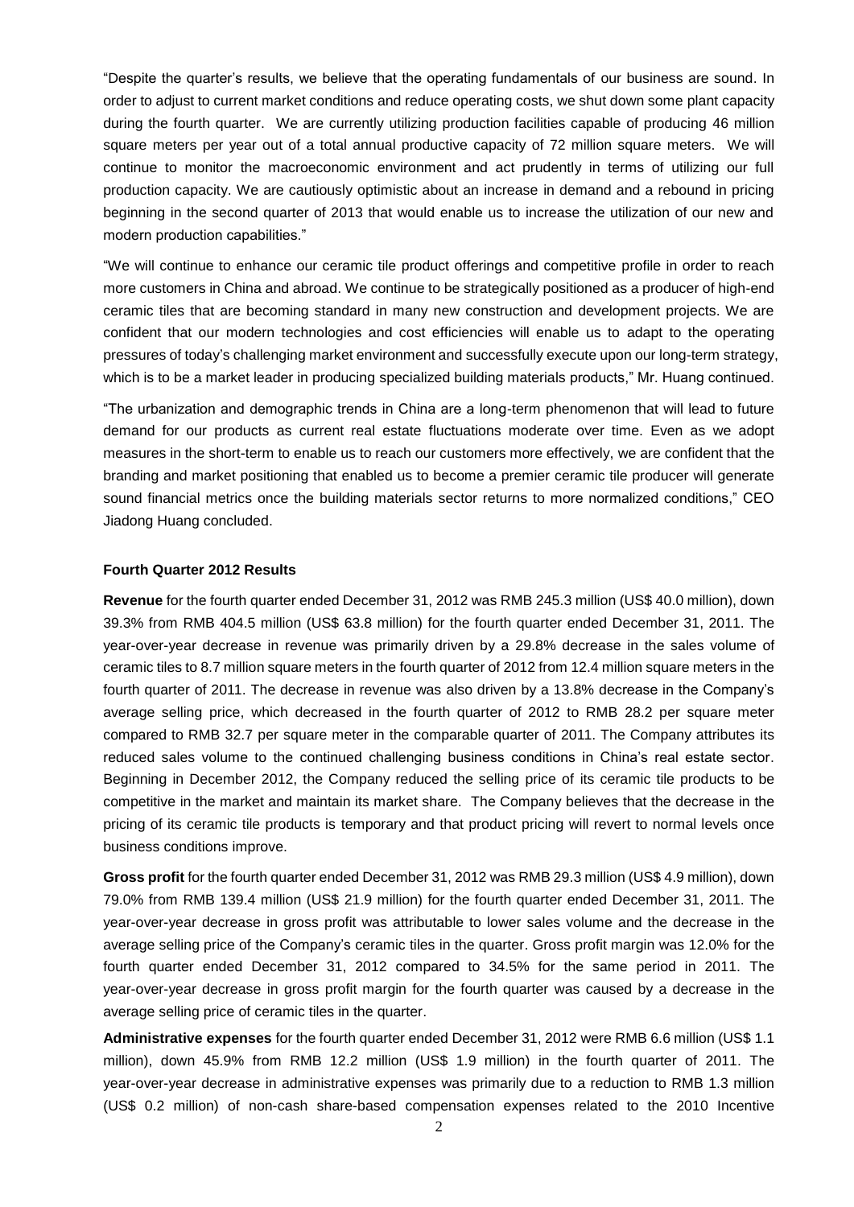"Despite the quarter's results, we believe that the operating fundamentals of our business are sound. In order to adjust to current market conditions and reduce operating costs, we shut down some plant capacity during the fourth quarter. We are currently utilizing production facilities capable of producing 46 million square meters per year out of a total annual productive capacity of 72 million square meters. We will continue to monitor the macroeconomic environment and act prudently in terms of utilizing our full production capacity. We are cautiously optimistic about an increase in demand and a rebound in pricing beginning in the second quarter of 2013 that would enable us to increase the utilization of our new and modern production capabilities."

"We will continue to enhance our ceramic tile product offerings and competitive profile in order to reach more customers in China and abroad. We continue to be strategically positioned as a producer of high-end ceramic tiles that are becoming standard in many new construction and development projects. We are confident that our modern technologies and cost efficiencies will enable us to adapt to the operating pressures of today's challenging market environment and successfully execute upon our long-term strategy, which is to be a market leader in producing specialized building materials products," Mr. Huang continued.

"The urbanization and demographic trends in China are a long-term phenomenon that will lead to future demand for our products as current real estate fluctuations moderate over time. Even as we adopt measures in the short-term to enable us to reach our customers more effectively, we are confident that the branding and market positioning that enabled us to become a premier ceramic tile producer will generate sound financial metrics once the building materials sector returns to more normalized conditions," CEO Jiadong Huang concluded.

**Fourth Quarter 2012 Results**

**Revenue** for the fourth quarter ended December 31, 2012 was RMB 245.3 million (US$ 40.0 million), down 39.3% from RMB 404.5 million (US$ 63.8 million) for the fourth quarter ended December 31, 2011. The year-over-year decrease in revenue was primarily driven by a 29.8% decrease in the sales volume of ceramic tiles to 8.7 million square meters in the fourth quarter of 2012 from 12.4 million square meters in the fourth quarter of 2011. The decrease in revenue was also driven by a 13.8% decrease in the Company's average selling price, which decreased in the fourth quarter of 2012 to RMB 28.2 per square meter compared to RMB 32.7 per square meter in the comparable quarter of 2011. The Company attributes its reduced sales volume to the continued challenging business conditions in China's real estate sector. Beginning in December 2012, the Company reduced the selling price of its ceramic tile products to be competitive in the market and maintain its market share. The Company believes that the decrease in the pricing of its ceramic tile products is temporary and that product pricing will revert to normal levels once business conditions improve.

**Gross profit** for the fourth quarter ended December 31, 2012 was RMB 29.3 million (US$ 4.9 million), down 79.0% from RMB 139.4 million (US$ 21.9 million) for the fourth quarter ended December 31, 2011. The year-over-year decrease in gross profit was attributable to lower sales volume and the decrease in the average selling price of the Company's ceramic tiles in the quarter. Gross profit margin was 12.0% for the fourth quarter ended December 31, 2012 compared to 34.5% for the same period in 2011. The year-over-year decrease in gross profit margin for the fourth quarter was caused by a decrease in the average selling price of ceramic tiles in the quarter.

**Administrative expenses** for the fourth quarter ended December 31, 2012 were RMB 6.6 million (US$ 1.1 million), down 45.9% from RMB 12.2 million (US$ 1.9 million) in the fourth quarter of 2011. The year-over-year decrease in administrative expenses was primarily due to a reduction to RMB 1.3 million (US$ 0.2 million) of non-cash share-based compensation expenses related to the 2010 Incentive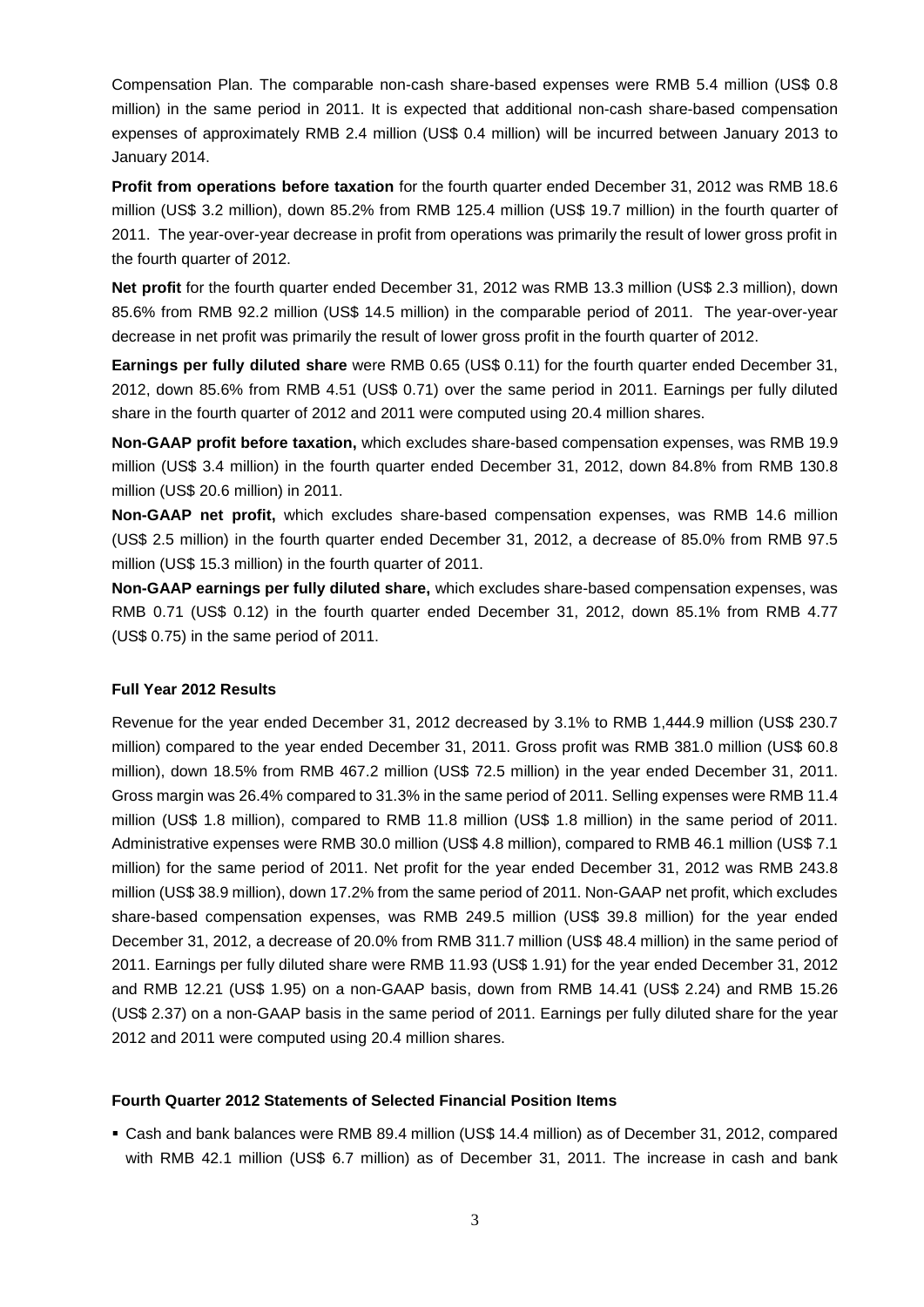Compensation Plan. The comparable non-cash share-based expenses were RMB 5.4 million (US$ 0.8 million) in the same period in 2011. It is expected that additional non-cash share-based compensation expenses of approximately RMB 2.4 million (US$ 0.4 million) will be incurred between January 2013 to January 2014.

**Profit from operations before taxation** for the fourth quarter ended December 31, 2012 was RMB 18.6 million (US$ 3.2 million), down 85.2% from RMB 125.4 million (US$ 19.7 million) in the fourth quarter of 2011. The year-over-year decrease in profit from operations was primarily the result of lower gross profit in the fourth quarter of 2012.

**Net profit** for the fourth quarter ended December 31, 2012 was RMB 13.3 million (US$ 2.3 million), down 85.6% from RMB 92.2 million (US$ 14.5 million) in the comparable period of 2011. The year-over-year decrease in net profit was primarily the result of lower gross profit in the fourth quarter of 2012.

**Earnings per fully diluted share** were RMB 0.65 (US$ 0.11) for the fourth quarter ended December 31, 2012, down 85.6% from RMB 4.51 (US$ 0.71) over the same period in 2011. Earnings per fully diluted share in the fourth quarter of 2012 and 2011 were computed using 20.4 million shares.

**Non-GAAP profit before taxation,** which excludes share-based compensation expenses, was RMB 19.9 million (US$ 3.4 million) in the fourth quarter ended December 31, 2012, down 84.8% from RMB 130.8 million (US$ 20.6 million) in 2011.

**Non-GAAP net profit,** which excludes share-based compensation expenses, was RMB 14.6 million (US$ 2.5 million) in the fourth quarter ended December 31, 2012, a decrease of 85.0% from RMB 97.5 million (US$ 15.3 million) in the fourth quarter of 2011.

**Non-GAAP earnings per fully diluted share,** which excludes share-based compensation expenses, was RMB 0.71 (US$ 0.12) in the fourth quarter ended December 31, 2012, down 85.1% from RMB 4.77 (US$ 0.75) in the same period of 2011.

**Full Year 2012 Results**

Revenue for the year ended December 31, 2012 decreased by 3.1% to RMB 1,444.9 million (US$ 230.7 million) compared to the year ended December 31, 2011. Gross profit was RMB 381.0 million (US$ 60.8 million), down 18.5% from RMB 467.2 million (US$ 72.5 million) in the year ended December 31, 2011. Gross margin was 26.4% compared to 31.3% in the same period of 2011. Selling expenses were RMB 11.4 million (US$ 1.8 million), compared to RMB 11.8 million (US$ 1.8 million) in the same period of 2011. Administrative expenses were RMB 30.0 million (US$ 4.8 million), compared to RMB 46.1 million (US$ 7.1 million) for the same period of 2011. Net profit for the year ended December 31, 2012 was RMB 243.8 million (US$ 38.9 million), down 17.2% from the same period of 2011. Non-GAAP net profit, which excludes share-based compensation expenses, was RMB 249.5 million (US$ 39.8 million) for the year ended December 31, 2012, a decrease of 20.0% from RMB 311.7 million (US$ 48.4 million) in the same period of 2011. Earnings per fully diluted share were RMB 11.93 (US$ 1.91) for the year ended December 31, 2012 and RMB 12.21 (US$ 1.95) on a non-GAAP basis, down from RMB 14.41 (US$ 2.24) and RMB 15.26 (US$ 2.37) on a non-GAAP basis in the same period of 2011. Earnings per fully diluted share for the year 2012 and 2011 were computed using 20.4 million shares.

**Fourth Quarter 2012 Statements of Selected Financial Position Items**

- Cash and bank balances were RMB 89.4 million (US$ 14.4 million) as of December 31, 2012, compared with RMB 42.1 million (US$ 6.7 million) as of December 31, 2011. The increase in cash and bank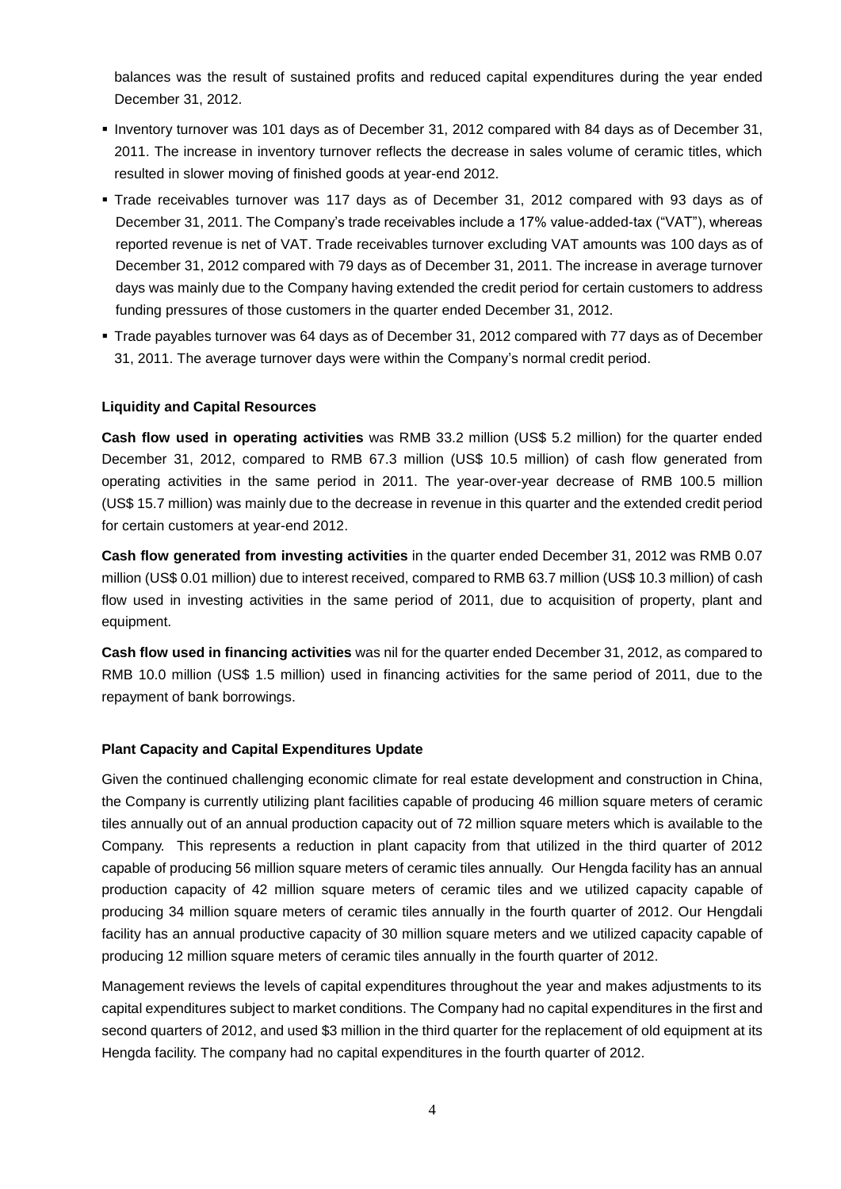balances was the result of sustained profits and reduced capital expenditures during the year ended December 31, 2012.

- Inventory turnover was 101 days as of December 31, 2012 compared with 84 days as of December 31, 2011. The increase in inventory turnover reflects the decrease in sales volume of ceramic titles, which resulted in slower moving of finished goods at year-end 2012.
- Trade receivables turnover was 117 days as of December 31, 2012 compared with 93 days as of December 31, 2011. The Company's trade receivables include a 17% value-added-tax ("VAT"), whereas reported revenue is net of VAT. Trade receivables turnover excluding VAT amounts was 100 days as of December 31, 2012 compared with 79 days as of December 31, 2011. The increase in average turnover days was mainly due to the Company having extended the credit period for certain customers to address funding pressures of those customers in the quarter ended December 31, 2012.
- Trade payables turnover was 64 days as of December 31, 2012 compared with 77 days as of December 31, 2011. The average turnover days were within the Company's normal credit period.

**Liquidity and Capital Resources**

**Cash flow used in operating activities** was RMB 33.2 million (US$ 5.2 million) for the quarter ended December 31, 2012, compared to RMB 67.3 million (US$ 10.5 million) of cash flow generated from operating activities in the same period in 2011. The year-over-year decrease of RMB 100.5 million (US$ 15.7 million) was mainly due to the decrease in revenue in this quarter and the extended credit period for certain customers at year-end 2012.

**Cash flow generated from investing activities** in the quarter ended December 31, 2012 was RMB 0.07 million (US$ 0.01 million) due to interest received, compared to RMB 63.7 million (US$ 10.3 million) of cash flow used in investing activities in the same period of 2011, due to acquisition of property, plant and equipment.

**Cash flow used in financing activities** was nil for the quarter ended December 31, 2012, as compared to RMB 10.0 million (US$ 1.5 million) used in financing activities for the same period of 2011, due to the repayment of bank borrowings.

**Plant Capacity and Capital Expenditures Update**

Given the continued challenging economic climate for real estate development and construction in China, the Company is currently utilizing plant facilities capable of producing 46 million square meters of ceramic tiles annually out of an annual production capacity out of 72 million square meters which is available to the Company. This represents a reduction in plant capacity from that utilized in the third quarter of 2012 capable of producing 56 million square meters of ceramic tiles annually. Our Hengda facility has an annual production capacity of 42 million square meters of ceramic tiles and we utilized capacity capable of producing 34 million square meters of ceramic tiles annually in the fourth quarter of 2012. Our Hengdali facility has an annual productive capacity of 30 million square meters and we utilized capacity capable of producing 12 million square meters of ceramic tiles annually in the fourth quarter of 2012.

Management reviews the levels of capital expenditures throughout the year and makes adjustments to its capital expenditures subject to market conditions. The Company had no capital expenditures in the first and second quarters of 2012, and used $3 million in the third quarter for the replacement of old equipment at its Hengda facility. The company had no capital expenditures in the fourth quarter of 2012.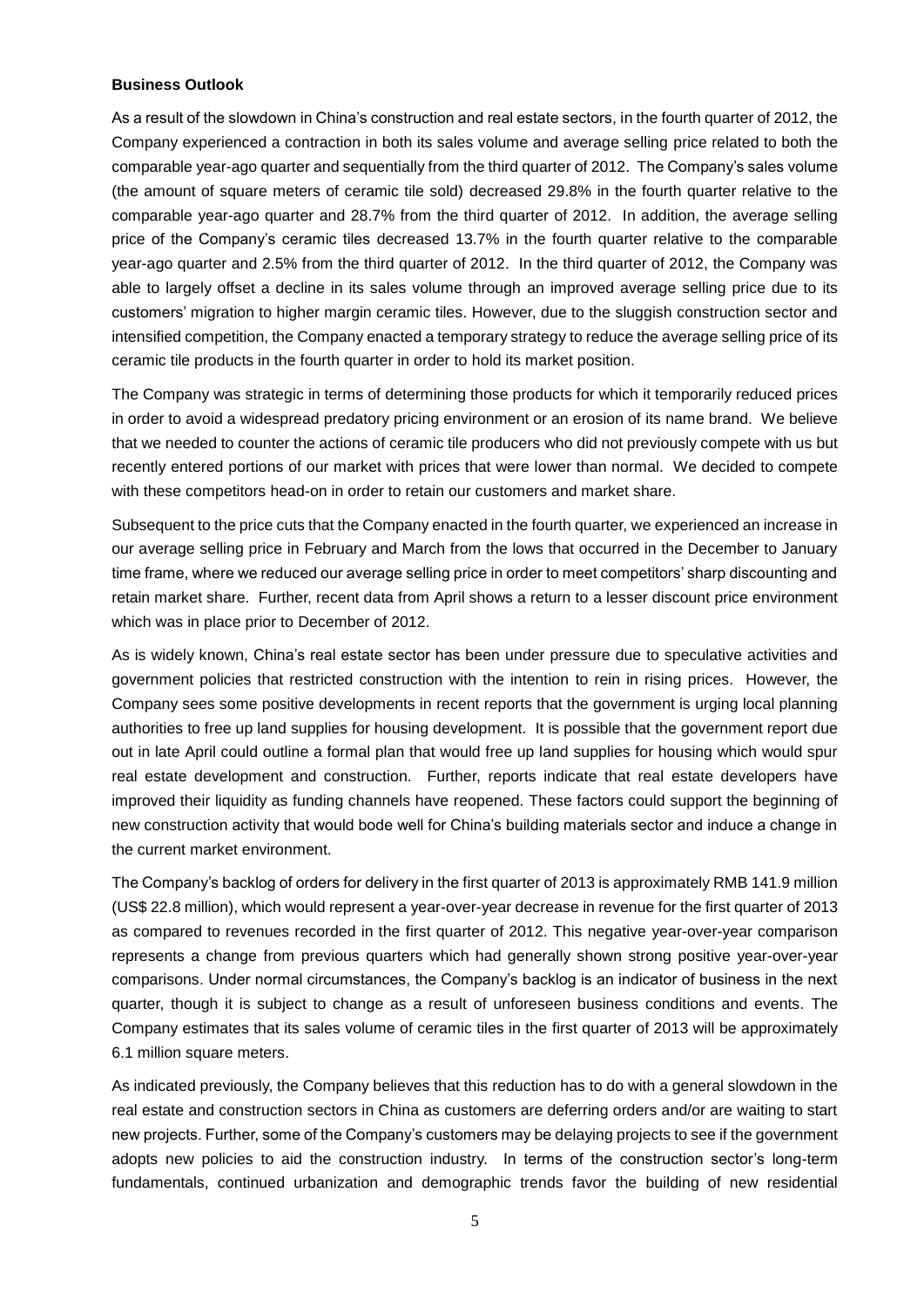**Business Outlook**

As a result of the slowdown in China's construction and real estate sectors, in the fourth quarter of 2012, the Company experienced a contraction in both its sales volume and average selling price related to both the comparable year-ago quarter and sequentially from the third quarter of 2012. The Company's sales volume (the amount of square meters of ceramic tile sold) decreased 29.8% in the fourth quarter relative to the comparable year-ago quarter and 28.7% from the third quarter of 2012. In addition, the average selling price of the Company's ceramic tiles decreased 13.7% in the fourth quarter relative to the comparable year-ago quarter and 2.5% from the third quarter of 2012. In the third quarter of 2012, the Company was able to largely offset a decline in its sales volume through an improved average selling price due to its customers' migration to higher margin ceramic tiles. However, due to the sluggish construction sector and intensified competition, the Company enacted a temporary strategy to reduce the average selling price of its ceramic tile products in the fourth quarter in order to hold its market position.

The Company was strategic in terms of determining those products for which it temporarily reduced prices in order to avoid a widespread predatory pricing environment or an erosion of its name brand. We believe that we needed to counter the actions of ceramic tile producers who did not previously compete with us but recently entered portions of our market with prices that were lower than normal. We decided to compete with these competitors head-on in order to retain our customers and market share.

Subsequent to the price cuts that the Company enacted in the fourth quarter, we experienced an increase in our average selling price in February and March from the lows that occurred in the December to January time frame, where we reduced our average selling price in order to meet competitors' sharp discounting and retain market share. Further, recent data from April shows a return to a lesser discount price environment which was in place prior to December of 2012.

As is widely known, China's real estate sector has been under pressure due to speculative activities and government policies that restricted construction with the intention to rein in rising prices. However, the Company sees some positive developments in recent reports that the government is urging local planning authorities to free up land supplies for housing development. It is possible that the government report due out in late April could outline a formal plan that would free up land supplies for housing which would spur real estate development and construction. Further, reports indicate that real estate developers have improved their liquidity as funding channels have reopened. These factors could support the beginning of new construction activity that would bode well for China's building materials sector and induce a change in the current market environment.

The Company's backlog of orders for delivery in the first quarter of 2013 is approximately RMB 141.9 million (US$ 22.8 million), which would represent a year-over-year decrease in revenue for the first quarter of 2013 as compared to revenues recorded in the first quarter of 2012. This negative year-over-year comparison represents a change from previous quarters which had generally shown strong positive year-over-year comparisons. Under normal circumstances, the Company's backlog is an indicator of business in the next quarter, though it is subject to change as a result of unforeseen business conditions and events. The Company estimates that its sales volume of ceramic tiles in the first quarter of 2013 will be approximately 6.1 million square meters.

As indicated previously, the Company believes that this reduction has to do with a general slowdown in the real estate and construction sectors in China as customers are deferring orders and/or are waiting to start new projects. Further, some of the Company's customers may be delaying projects to see if the government adopts new policies to aid the construction industry. In terms of the construction sector's long-term fundamentals, continued urbanization and demographic trends favor the building of new residential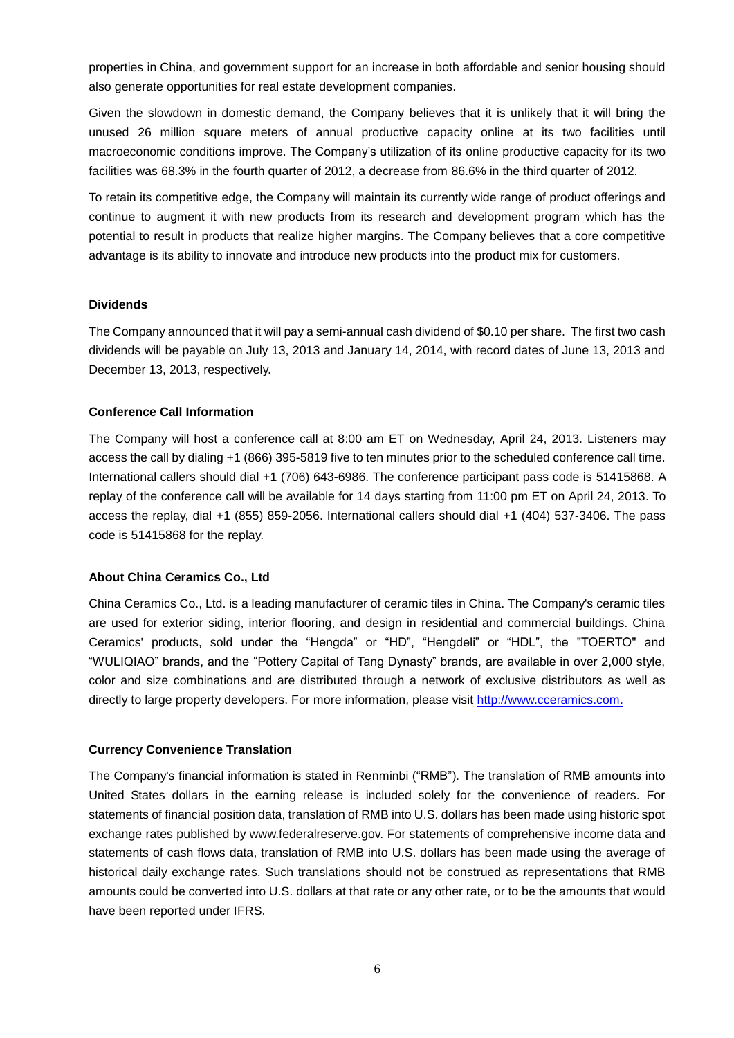properties in China, and government support for an increase in both affordable and senior housing should also generate opportunities for real estate development companies.

Given the slowdown in domestic demand, the Company believes that it is unlikely that it will bring the unused 26 million square meters of annual productive capacity online at its two facilities until macroeconomic conditions improve. The Company's utilization of its online productive capacity for its two facilities was 68.3% in the fourth quarter of 2012, a decrease from 86.6% in the third quarter of 2012.

To retain its competitive edge, the Company will maintain its currently wide range of product offerings and continue to augment it with new products from its research and development program which has the potential to result in products that realize higher margins. The Company believes that a core competitive advantage is its ability to innovate and introduce new products into the product mix for customers.

**Dividends**

The Company announced that it will pay a semi-annual cash dividend of $0.10 per share. The first two cash dividends will be payable on July 13, 2013 and January 14, 2014, with record dates of June 13, 2013 and December 13, 2013, respectively.

**Conference Call Information**

The Company will host a conference call at 8:00 am ET on Wednesday, April 24, 2013. Listeners may access the call by dialing +1 (866) 395-5819 five to ten minutes prior to the scheduled conference call time. International callers should dial +1 (706) 643-6986. The conference participant pass code is 51415868. A replay of the conference call will be available for 14 days starting from 11:00 pm ET on April 24, 2013. To access the replay, dial +1 (855) 859-2056. International callers should dial +1 (404) 537-3406. The pass code is 51415868 for the replay.

**About China Ceramics Co., Ltd**

China Ceramics Co., Ltd. is a leading manufacturer of ceramic tiles in China. The Company's ceramic tiles are used for exterior siding, interior flooring, and design in residential and commercial buildings. China Ceramics' products, sold under the "Hengda" or "HD", "Hengdeli" or "HDL", the "TOERTO" and "WULIQIAO" brands, and the "Pottery Capital of Tang Dynasty" brands, are available in over 2,000 style, color and size combinations and are distributed through a network of exclusive distributors as well as directly to large property developers. For more information, please visit [http://www.cceramics.com.](http://www.cceramics.com.)

**Currency Convenience Translation**

The Company's financial information is stated in Renminbi ("RMB"). The translation of RMB amounts into United States dollars in the earning release is included solely for the convenience of readers. For statements of financial position data, translation of RMB into U.S. dollars has been made using historic spot exchange rates published by www.federalreserve.gov. For statements of comprehensive income data and statements of cash flows data, translation of RMB into U.S. dollars has been made using the average of historical daily exchange rates. Such translations should not be construed as representations that RMB amounts could be converted into U.S. dollars at that rate or any other rate, or to be the amounts that would have been reported under IFRS.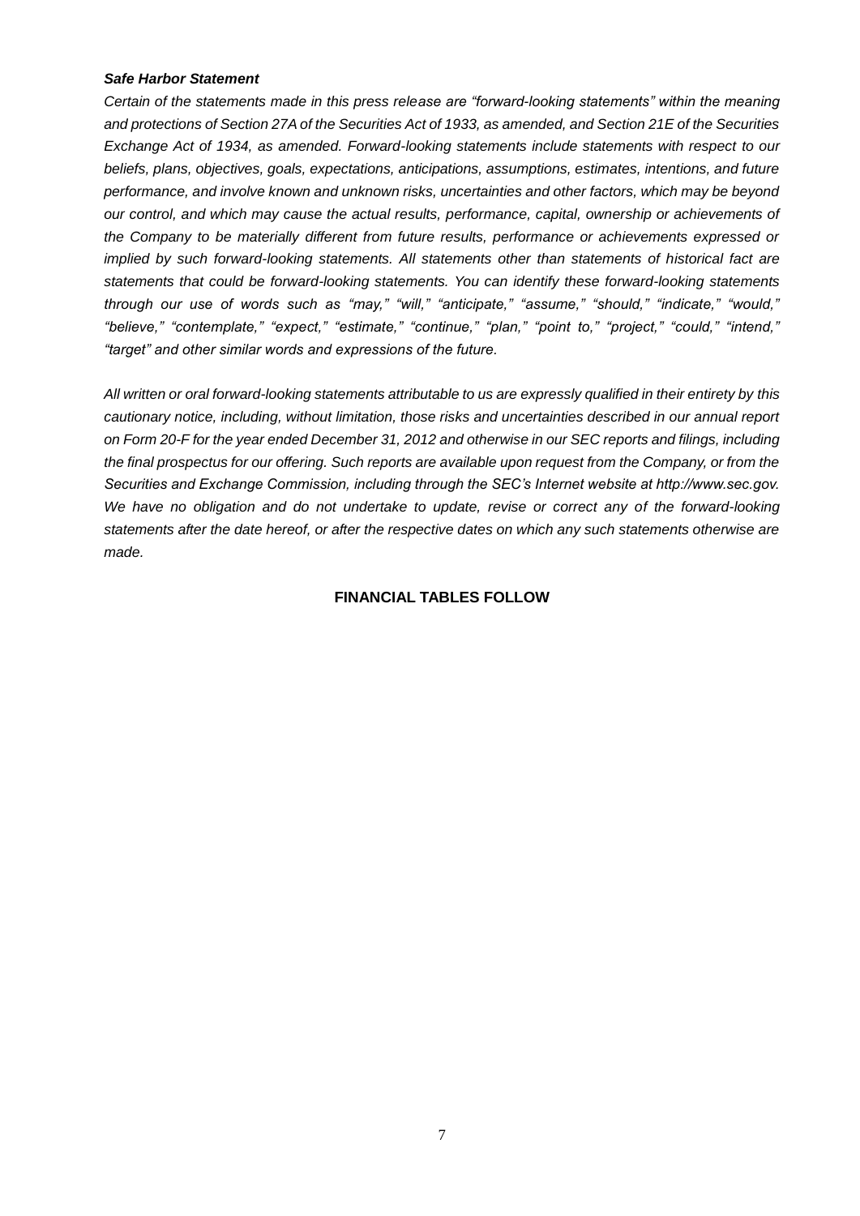***Safe Harbor Statement***

*Certain of the statements made in this press release are "forward-looking statements" within the meaning and protections of Section 27A of the Securities Act of 1933, as amended, and Section 21E of the Securities Exchange Act of 1934, as amended. Forward-looking statements include statements with respect to our beliefs, plans, objectives, goals, expectations, anticipations, assumptions, estimates, intentions, and future performance, and involve known and unknown risks, uncertainties and other factors, which may be beyond our control, and which may cause the actual results, performance, capital, ownership or achievements of the Company to be materially different from future results, performance or achievements expressed or implied by such forward-looking statements. All statements other than statements of historical fact are statements that could be forward-looking statements. You can identify these forward-looking statements through our use of words such as "may," "will," "anticipate," "assume," "should," "indicate," "would," "believe," "contemplate," "expect," "estimate," "continue," "plan," "point to," "project," "could," "intend," "target" and other similar words and expressions of the future.*

*All written or oral forward-looking statements attributable to us are expressly qualified in their entirety by this cautionary notice, including, without limitation, those risks and uncertainties described in our annual report on Form 20-F for the year ended December 31, 2012 and otherwise in our SEC reports and filings, including the final prospectus for our offering. Such reports are available upon request from the Company, or from the Securities and Exchange Commission, including through the SEC's Internet website at http://www.sec.gov. We have no obligation and do not undertake to update, revise or correct any of the forward-looking statements after the date hereof, or after the respective dates on which any such statements otherwise are made.*

**FINANCIAL TABLES FOLLOW**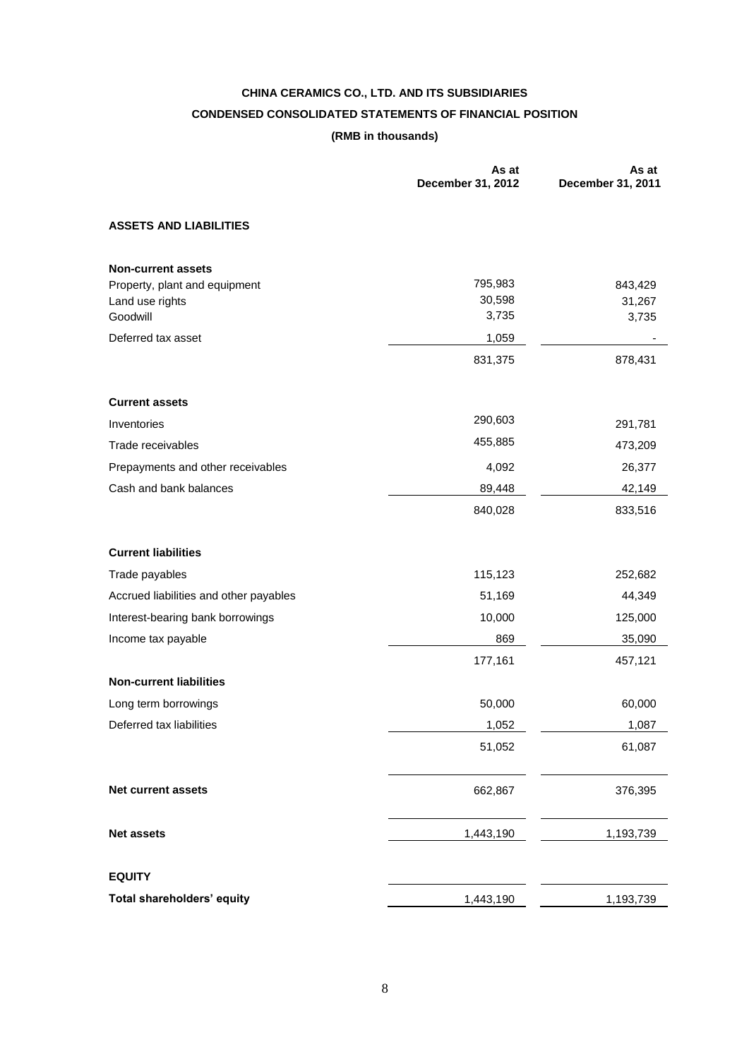**CHINA CERAMICS CO., LTD. AND ITS SUBSIDIARIES**

**CONDENSED CONSOLIDATED STATEMENTS OF FINANCIAL POSITION**

**(RMB in thousands)**

| | As at December 31, 2012 | As at December 31, 2011 |
|---|---|---|
| **ASSETS AND LIABILITIES** | | |
| **Non-current assets** | | |
| Property, plant and equipment | 795,983 | 843,429 |
| Land use rights | 30,598 | 31,267 |
| Goodwill | 3,735 | 3,735 |
| Deferred tax asset | 1,059 | - |
| | 831,375 | 878,431 |
| **Current assets** | | |
| Inventories | 290,603 | 291,781 |
| Trade receivables | 455,885 | 473,209 |
| Prepayments and other receivables | 4,092 | 26,377 |
| Cash and bank balances | 89,448 | 42,149 |
| | 840,028 | 833,516 |
| **Current liabilities** | | |
| Trade payables | 115,123 | 252,682 |
| Accrued liabilities and other payables | 51,169 | 44,349 |
| Interest-bearing bank borrowings | 10,000 | 125,000 |
| Income tax payable | 869 | 35,090 |
| | 177,161 | 457,121 |
| **Non-current liabilities** | | |
| Long term borrowings | 50,000 | 60,000 |
| Deferred tax liabilities | 1,052 | 1,087 |
| | 51,052 | 61,087 |
| **Net current assets** | 662,867 | 376,395 |
| **Net assets** | 1,443,190 | 1,193,739 |
| **EQUITY** | | |
| **Total shareholders' equity** | 1,443,190 | 1,193,739 |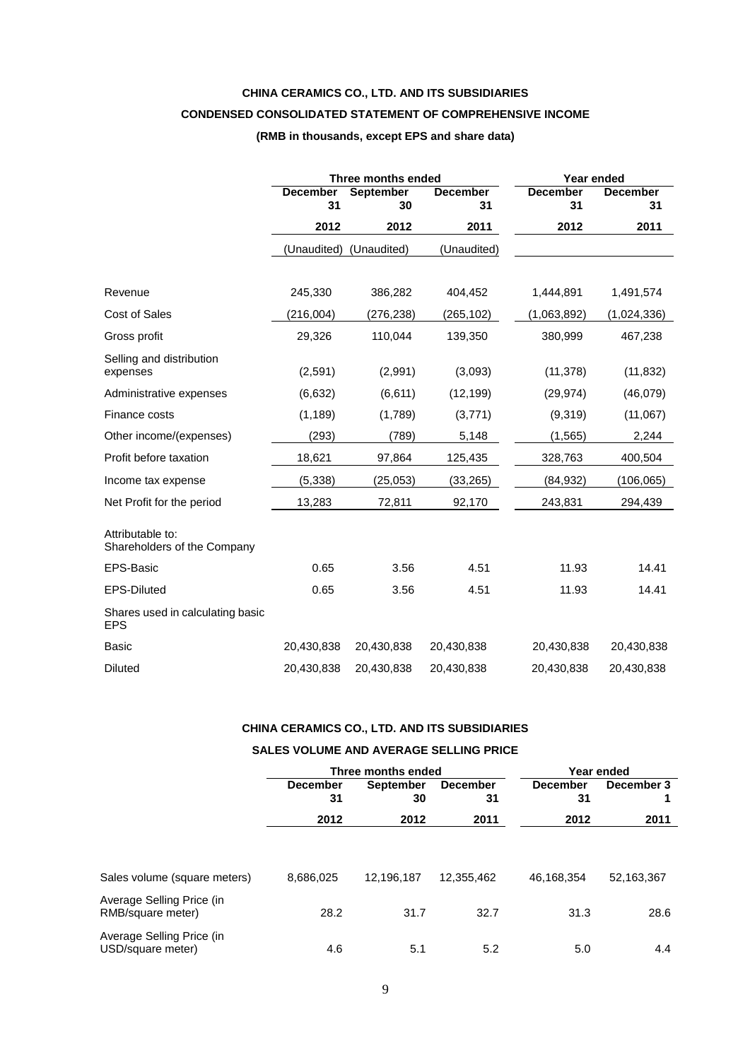# CHINA CERAMICS CO., LTD. AND ITS SUBSIDIARIES

## CONDENSED CONSOLIDATED STATEMENT OF COMPREHENSIVE INCOME

**(RMB in thousands, except EPS and share data)**

| | Three months ended | | | Year ended | |
|---|---|---|---|---|---|
| | December 31 | September 30 | December 31 | December 31 | December 31 |
| | 2012 | 2012 | 2011 | 2012 | 2011 |
| | (Unaudited) | (Unaudited) | (Unaudited) | | |
| Revenue | 245,330 | 386,282 | 404,452 | 1,444,891 | 1,491,574 |
| Cost of Sales | (216,004) | (276,238) | (265,102) | (1,063,892) | (1,024,336) |
| Gross profit | 29,326 | 110,044 | 139,350 | 380,999 | 467,238 |
| Selling and distribution expenses | (2,591) | (2,991) | (3,093) | (11,378) | (11,832) |
| Administrative expenses | (6,632) | (6,611) | (12,199) | (29,974) | (46,079) |
| Finance costs | (1,189) | (1,789) | (3,771) | (9,319) | (11,067) |
| Other income/(expenses) | (293) | (789) | 5,148 | (1,565) | 2,244 |
| Profit before taxation | 18,621 | 97,864 | 125,435 | 328,763 | 400,504 |
| Income tax expense | (5,338) | (25,053) | (33,265) | (84,932) | (106,065) |
| Net Profit for the period | 13,283 | 72,811 | 92,170 | 243,831 | 294,439 |
| Attributable to: Shareholders of the Company | | | | | |
| EPS-Basic | 0.65 | 3.56 | 4.51 | 11.93 | 14.41 |
| EPS-Diluted | 0.65 | 3.56 | 4.51 | 11.93 | 14.41 |
| Shares used in calculating basic EPS | | | | | |
| Basic | 20,430,838 | 20,430,838 | 20,430,838 | 20,430,838 | 20,430,838 |
| Diluted | 20,430,838 | 20,430,838 | 20,430,838 | 20,430,838 | 20,430,838 |

# CHINA CERAMICS CO., LTD. AND ITS SUBSIDIARIES

## SALES VOLUME AND AVERAGE SELLING PRICE

| | Three months ended | | | Year ended | |
|---|---|---|---|---|---|
| | December 31 | September 30 | December 31 | December 31 | December 31 |
| | 2012 | 2012 | 2011 | 2012 | 2011 |
| Sales volume (square meters) | 8,686,025 | 12,196,187 | 12,355,462 | 46,168,354 | 52,163,367 |
| Average Selling Price (in RMB/square meter) | 28.2 | 31.7 | 32.7 | 31.3 | 28.6 |
| Average Selling Price (in USD/square meter) | 4.6 | 5.1 | 5.2 | 5.0 | 4.4 |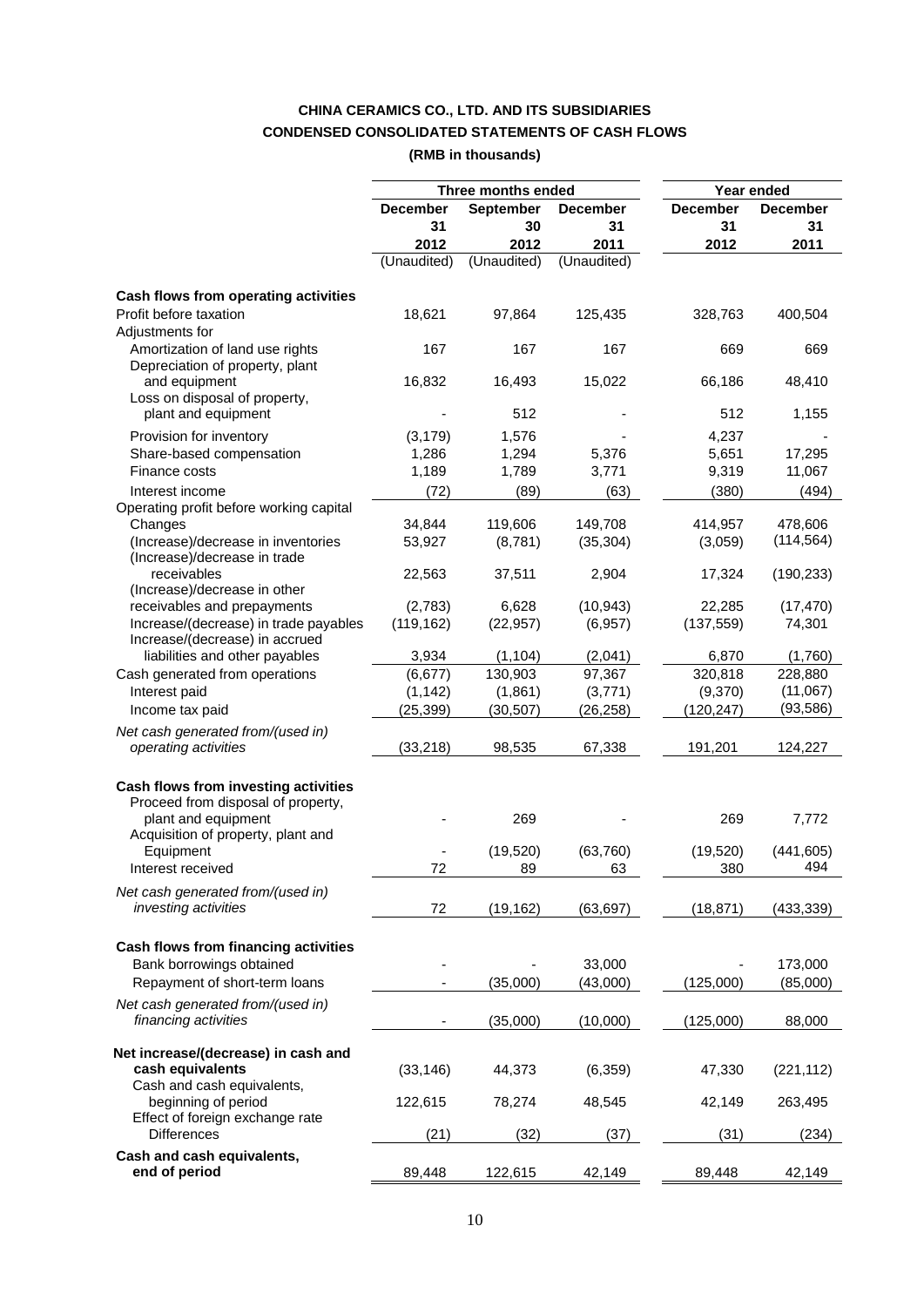**CHINA CERAMICS CO., LTD. AND ITS SUBSIDIARIES**

**CONDENSED CONSOLIDATED STATEMENTS OF CASH FLOWS**

**(RMB in thousands)**

| | Three months ended | | | Year ended | |
|---|---|---|---|---|---|
| | **December 31 2012** | **September 30 2012** | **December 31 2011** | **December 31 2012** | **December 31 2011** |
| | (Unaudited) | (Unaudited) | (Unaudited) | | |
| **Cash flows from operating activities** | | | | | |
| Profit before taxation | 18,621 | 97,864 | 125,435 | 328,763 | 400,504 |
| Adjustments for | | | | | |
| Amortization of land use rights | 167 | 167 | 167 | 669 | 669 |
| Depreciation of property, plant and equipment | 16,832 | 16,493 | 15,022 | 66,186 | 48,410 |
| Loss on disposal of property, plant and equipment | - | 512 | - | 512 | 1,155 |
| Provision for inventory | (3,179) | 1,576 | - | 4,237 | - |
| Share-based compensation | 1,286 | 1,294 | 5,376 | 5,651 | 17,295 |
| Finance costs | 1,189 | 1,789 | 3,771 | 9,319 | 11,067 |
| Interest income | (72) | (89) | (63) | (380) | (494) |
| Operating profit before working capital Changes | 34,844 | 119,606 | 149,708 | 414,957 | 478,606 |
| (Increase)/decrease in inventories | 53,927 | (8,781) | (35,304) | (3,059) | (114,564) |
| (Increase)/decrease in trade receivables | 22,563 | 37,511 | 2,904 | 17,324 | (190,233) |
| (Increase)/decrease in other receivables and prepayments | (2,783) | 6,628 | (10,943) | 22,285 | (17,470) |
| Increase/(decrease) in trade payables | (119,162) | (22,957) | (6,957) | (137,559) | 74,301 |
| Increase/(decrease) in accrued liabilities and other payables | 3,934 | (1,104) | (2,041) | 6,870 | (1,760) |
| Cash generated from operations | (6,677) | 130,903 | 97,367 | 320,818 | 228,880 |
| Interest paid | (1,142) | (1,861) | (3,771) | (9,370) | (11,067) |
| Income tax paid | (25,399) | (30,507) | (26,258) | (120,247) | (93,586) |
| *Net cash generated from/(used in) operating activities* | (33,218) | 98,535 | 67,338 | 191,201 | 124,227 |
| **Cash flows from investing activities** | | | | | |
| Proceed from disposal of property, plant and equipment | - | 269 | - | 269 | 7,772 |
| Acquisition of property, plant and Equipment | - | (19,520) | (63,760) | (19,520) | (441,605) |
| Interest received | 72 | 89 | 63 | 380 | 494 |
| *Net cash generated from/(used in) investing activities* | 72 | (19,162) | (63,697) | (18,871) | (433,339) |
| **Cash flows from financing activities** | | | | | |
| Bank borrowings obtained | - | - | 33,000 | - | 173,000 |
| Repayment of short-term loans | - | (35,000) | (43,000) | (125,000) | (85,000) |
| *Net cash generated from/(used in) financing activities* | - | (35,000) | (10,000) | (125,000) | 88,000 |
| **Net increase/(decrease) in cash and cash equivalents** | (33,146) | 44,373 | (6,359) | 47,330 | (221,112) |
| Cash and cash equivalents, beginning of period | 122,615 | 78,274 | 48,545 | 42,149 | 263,495 |
| Effect of foreign exchange rate Differences | (21) | (32) | (37) | (31) | (234) |
| **Cash and cash equivalents, end of period** | 89,448 | 122,615 | 42,149 | 89,448 | 42,149 |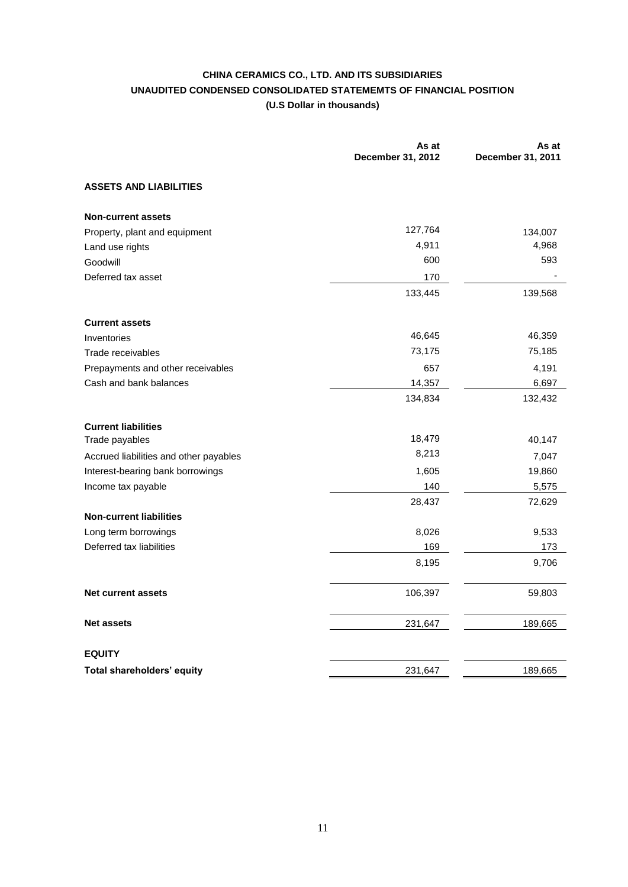**CHINA CERAMICS CO., LTD. AND ITS SUBSIDIARIES**

**UNAUDITED CONDENSED CONSOLIDATED STATEMEMTS OF FINANCIAL POSITION**

**(U.S Dollar in thousands)**

| | As at December 31, 2012 | As at December 31, 2011 |
|---|---|---|
| **ASSETS AND LIABILITIES** | | |
| **Non-current assets** | | |
| Property, plant and equipment | 127,764 | 134,007 |
| Land use rights | 4,911 | 4,968 |
| Goodwill | 600 | 593 |
| Deferred tax asset | 170 | - |
| | 133,445 | 139,568 |
| **Current assets** | | |
| Inventories | 46,645 | 46,359 |
| Trade receivables | 73,175 | 75,185 |
| Prepayments and other receivables | 657 | 4,191 |
| Cash and bank balances | 14,357 | 6,697 |
| | 134,834 | 132,432 |
| **Current liabilities** | | |
| Trade payables | 18,479 | 40,147 |
| Accrued liabilities and other payables | 8,213 | 7,047 |
| Interest-bearing bank borrowings | 1,605 | 19,860 |
| Income tax payable | 140 | 5,575 |
| | 28,437 | 72,629 |
| **Non-current liabilities** | | |
| Long term borrowings | 8,026 | 9,533 |
| Deferred tax liabilities | 169 | 173 |
| | 8,195 | 9,706 |
| **Net current assets** | 106,397 | 59,803 |
| **Net assets** | 231,647 | 189,665 |
| **EQUITY** | | |
| **Total shareholders' equity** | 231,647 | 189,665 |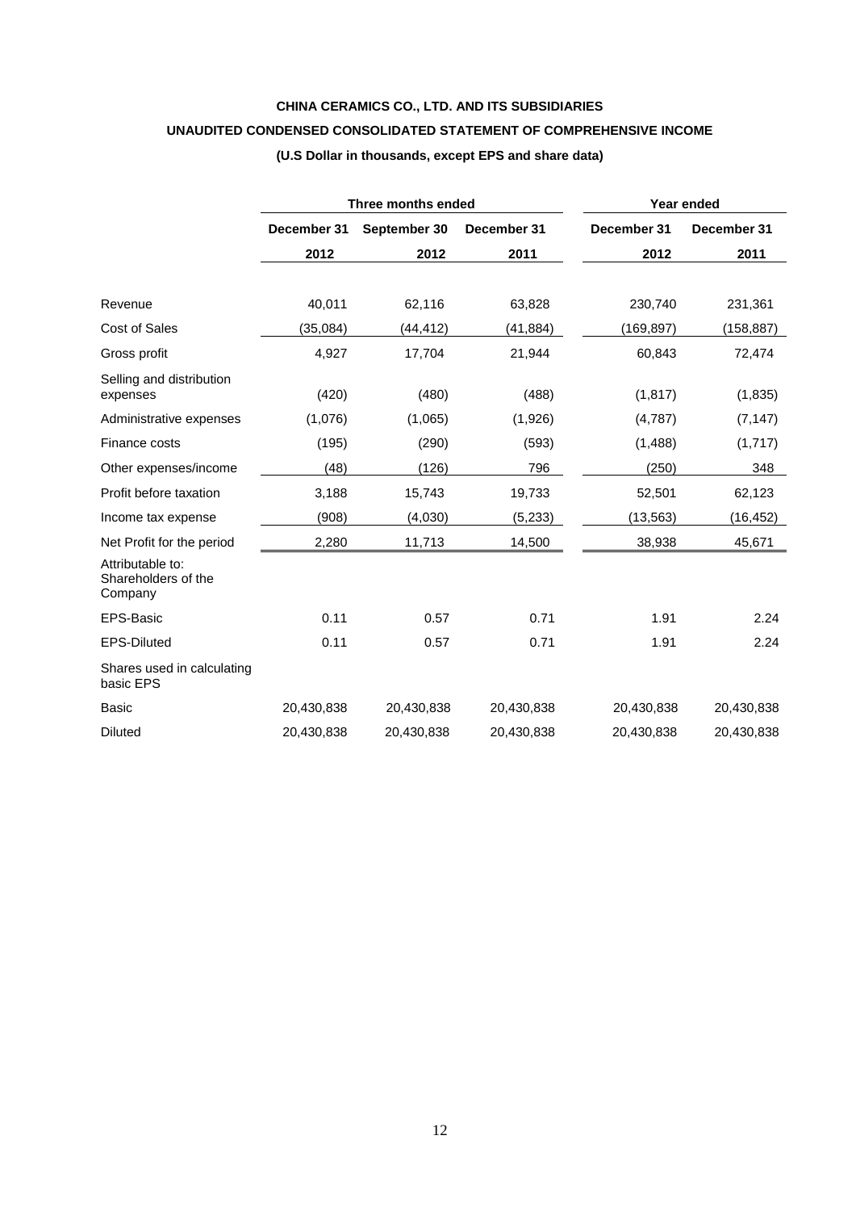**CHINA CERAMICS CO., LTD. AND ITS SUBSIDIARIES**

**UNAUDITED CONDENSED CONSOLIDATED STATEMENT OF COMPREHENSIVE INCOME**

**(U.S Dollar in thousands, except EPS and share data)**

| | Three months ended | | | Year ended | |
|---|---|---|---|---|---|
| | December 31 2012 | September 30 2012 | December 31 2011 | December 31 2012 | December 31 2011 |
| Revenue | 40,011 | 62,116 | 63,828 | 230,740 | 231,361 |
| Cost of Sales | (35,084) | (44,412) | (41,884) | (169,897) | (158,887) |
| Gross profit | 4,927 | 17,704 | 21,944 | 60,843 | 72,474 |
| Selling and distribution expenses | (420) | (480) | (488) | (1,817) | (1,835) |
| Administrative expenses | (1,076) | (1,065) | (1,926) | (4,787) | (7,147) |
| Finance costs | (195) | (290) | (593) | (1,488) | (1,717) |
| Other expenses/income | (48) | (126) | 796 | (250) | 348 |
| Profit before taxation | 3,188 | 15,743 | 19,733 | 52,501 | 62,123 |
| Income tax expense | (908) | (4,030) | (5,233) | (13,563) | (16,452) |
| Net Profit for the period | 2,280 | 11,713 | 14,500 | 38,938 | 45,671 |
| Attributable to: Shareholders of the Company | | | | | |
| EPS-Basic | 0.11 | 0.57 | 0.71 | 1.91 | 2.24 |
| EPS-Diluted | 0.11 | 0.57 | 0.71 | 1.91 | 2.24 |
| Shares used in calculating basic EPS | | | | | |
| Basic | 20,430,838 | 20,430,838 | 20,430,838 | 20,430,838 | 20,430,838 |
| Diluted | 20,430,838 | 20,430,838 | 20,430,838 | 20,430,838 | 20,430,838 |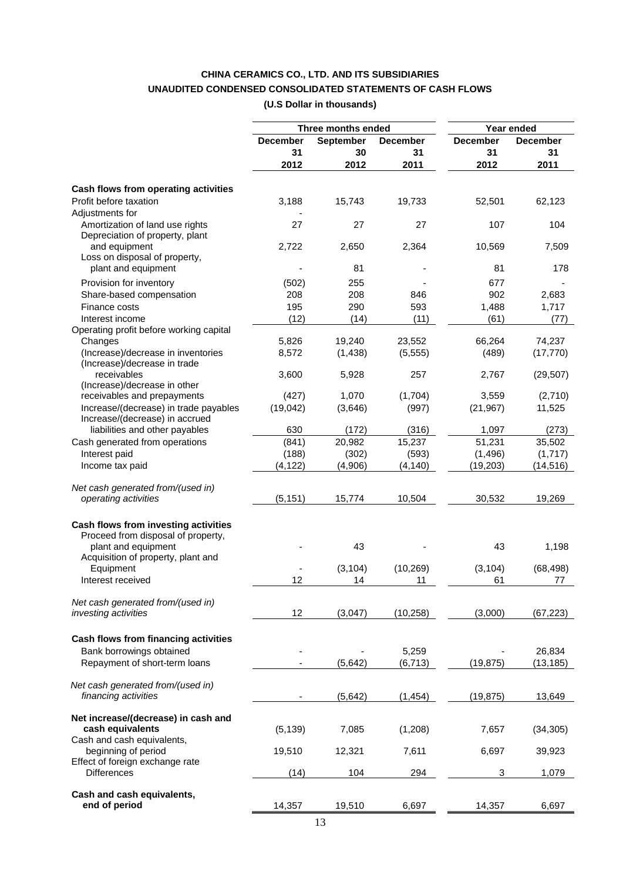**CHINA CERAMICS CO., LTD. AND ITS SUBSIDIARIES**

**UNAUDITED CONDENSED CONSOLIDATED STATEMENTS OF CASH FLOWS**

**(U.S Dollar in thousands)**

| | Three months ended | | | Year ended | |
|---|---|---|---|---|---|
| | **December 31 2012** | **September 30 2012** | **December 31 2011** | **December 31 2012** | **December 31 2011** |
| **Cash flows from operating activities** | | | | | |
| Profit before taxation | 3,188 | 15,743 | 19,733 | 52,501 | 62,123 |
| Adjustments for | - | | | | |
| Amortization of land use rights | 27 | 27 | 27 | 107 | 104 |
| Depreciation of property, plant and equipment | 2,722 | 2,650 | 2,364 | 10,569 | 7,509 |
| Loss on disposal of property, plant and equipment | - | 81 | - | 81 | 178 |
| Provision for inventory | (502) | 255 | - | 677 | - |
| Share-based compensation | 208 | 208 | 846 | 902 | 2,683 |
| Finance costs | 195 | 290 | 593 | 1,488 | 1,717 |
| Interest income | (12) | (14) | (11) | (61) | (77) |
| Operating profit before working capital Changes | 5,826 | 19,240 | 23,552 | 66,264 | 74,237 |
| (Increase)/decrease in inventories | 8,572 | (1,438) | (5,555) | (489) | (17,770) |
| (Increase)/decrease in trade receivables | 3,600 | 5,928 | 257 | 2,767 | (29,507) |
| (Increase)/decrease in other receivables and prepayments | (427) | 1,070 | (1,704) | 3,559 | (2,710) |
| Increase/(decrease) in trade payables | (19,042) | (3,646) | (997) | (21,967) | 11,525 |
| Increase/(decrease) in accrued liabilities and other payables | 630 | (172) | (316) | 1,097 | (273) |
| Cash generated from operations | (841) | 20,982 | 15,237 | 51,231 | 35,502 |
| Interest paid | (188) | (302) | (593) | (1,496) | (1,717) |
| Income tax paid | (4,122) | (4,906) | (4,140) | (19,203) | (14,516) |
| *Net cash generated from/(used in) operating activities* | (5,151) | 15,774 | 10,504 | 30,532 | 19,269 |
| **Cash flows from investing activities** | | | | | |
| Proceed from disposal of property, plant and equipment | - | 43 | - | 43 | 1,198 |
| Acquisition of property, plant and Equipment | - | (3,104) | (10,269) | (3,104) | (68,498) |
| Interest received | 12 | 14 | 11 | 61 | 77 |
| *Net cash generated from/(used in) investing activities* | 12 | (3,047) | (10,258) | (3,000) | (67,223) |
| **Cash flows from financing activities** | | | | | |
| Bank borrowings obtained | - | - | 5,259 | - | 26,834 |
| Repayment of short-term loans | - | (5,642) | (6,713) | (19,875) | (13,185) |
| *Net cash generated from/(used in) financing activities* | - | (5,642) | (1,454) | (19,875) | 13,649 |
| **Net increase/(decrease) in cash and cash equivalents** | (5,139) | 7,085 | (1,208) | 7,657 | (34,305) |
| Cash and cash equivalents, beginning of period | 19,510 | 12,321 | 7,611 | 6,697 | 39,923 |
| Effect of foreign exchange rate Differences | (14) | 104 | 294 | 3 | 1,079 |
| **Cash and cash equivalents, end of period** | 14,357 | 19,510 | 6,697 | 14,357 | 6,697 |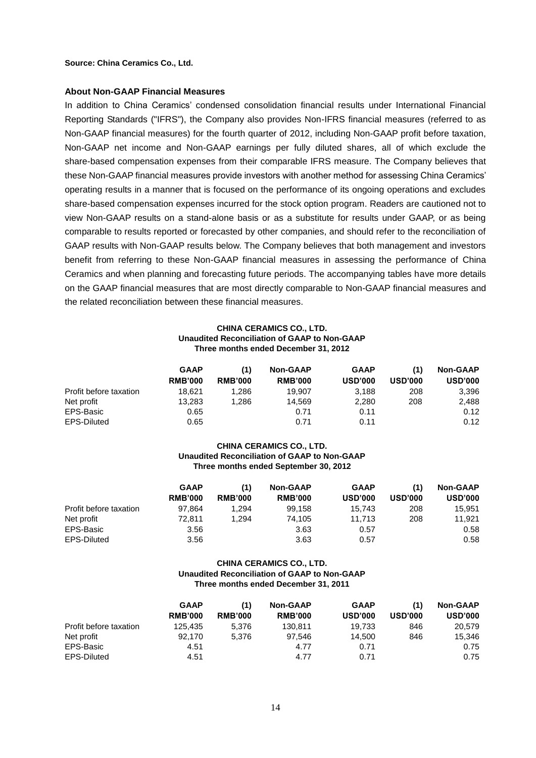**Source: China Ceramics Co., Ltd.**

**About Non-GAAP Financial Measures**

In addition to China Ceramics' condensed consolidation financial results under International Financial Reporting Standards ("IFRS"), the Company also provides Non-IFRS financial measures (referred to as Non-GAAP financial measures) for the fourth quarter of 2012, including Non-GAAP profit before taxation, Non-GAAP net income and Non-GAAP earnings per fully diluted shares, all of which exclude the share-based compensation expenses from their comparable IFRS measure. The Company believes that these Non-GAAP financial measures provide investors with another method for assessing China Ceramics' operating results in a manner that is focused on the performance of its ongoing operations and excludes share-based compensation expenses incurred for the stock option program. Readers are cautioned not to view Non-GAAP results on a stand-alone basis or as a substitute for results under GAAP, or as being comparable to results reported or forecasted by other companies, and should refer to the reconciliation of GAAP results with Non-GAAP results below. The Company believes that both management and investors benefit from referring to these Non-GAAP financial measures in assessing the performance of China Ceramics and when planning and forecasting future periods. The accompanying tables have more details on the GAAP financial measures that are most directly comparable to Non-GAAP financial measures and the related reconciliation between these financial measures.

**CHINA CERAMICS CO., LTD.**
**Unaudited Reconciliation of GAAP to Non-GAAP**
**Three months ended December 31, 2012**

| | GAAP RMB'000 | (1) RMB'000 | Non-GAAP RMB'000 | GAAP USD'000 | (1) USD'000 | Non-GAAP USD'000 |
|---|---|---|---|---|---|---|
| Profit before taxation | 18,621 | 1,286 | 19,907 | 3,188 | 208 | 3,396 |
| Net profit | 13,283 | 1,286 | 14,569 | 2,280 | 208 | 2,488 |
| EPS-Basic | 0.65 | | 0.71 | 0.11 | | 0.12 |
| EPS-Diluted | 0.65 | | 0.71 | 0.11 | | 0.12 |

**CHINA CERAMICS CO., LTD.**
**Unaudited Reconciliation of GAAP to Non-GAAP**
**Three months ended September 30, 2012**

| | GAAP RMB'000 | (1) RMB'000 | Non-GAAP RMB'000 | GAAP USD'000 | (1) USD'000 | Non-GAAP USD'000 |
|---|---|---|---|---|---|---|
| Profit before taxation | 97,864 | 1,294 | 99,158 | 15,743 | 208 | 15,951 |
| Net profit | 72,811 | 1,294 | 74,105 | 11,713 | 208 | 11,921 |
| EPS-Basic | 3.56 | | 3.63 | 0.57 | | 0.58 |
| EPS-Diluted | 3.56 | | 3.63 | 0.57 | | 0.58 |

**CHINA CERAMICS CO., LTD.**
**Unaudited Reconciliation of GAAP to Non-GAAP**
**Three months ended December 31, 2011**

| | GAAP RMB'000 | (1) RMB'000 | Non-GAAP RMB'000 | GAAP USD'000 | (1) USD'000 | Non-GAAP USD'000 |
|---|---|---|---|---|---|---|
| Profit before taxation | 125,435 | 5,376 | 130,811 | 19,733 | 846 | 20,579 |
| Net profit | 92,170 | 5,376 | 97,546 | 14,500 | 846 | 15,346 |
| EPS-Basic | 4.51 | | 4.77 | 0.71 | | 0.75 |
| EPS-Diluted | 4.51 | | 4.77 | 0.71 | | 0.75 |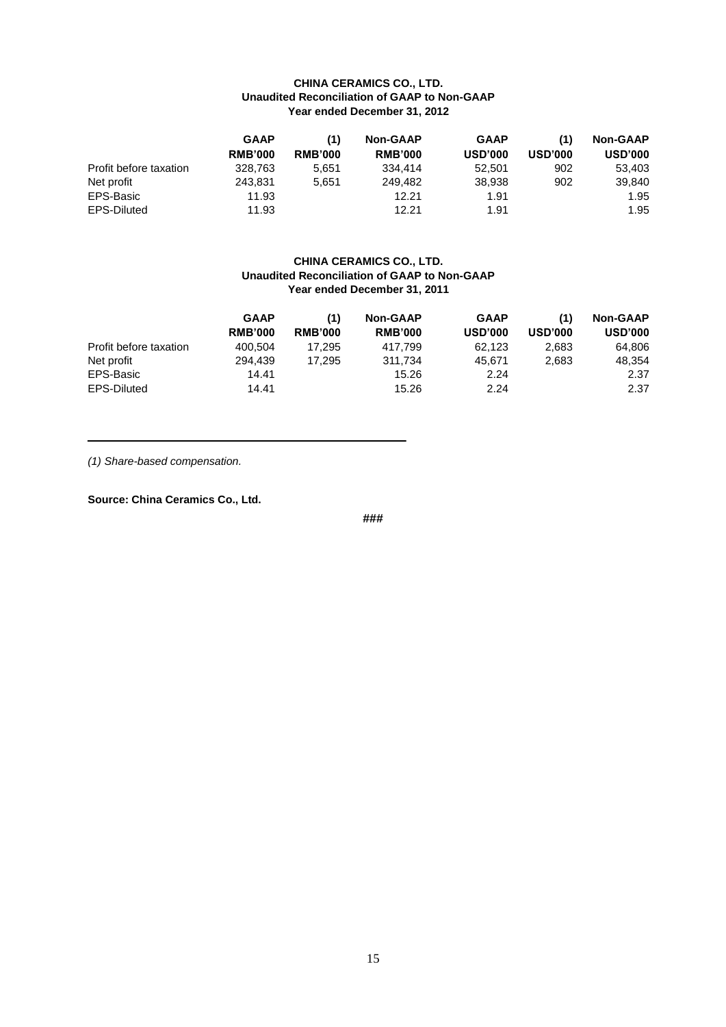**CHINA CERAMICS CO., LTD.**
**Unaudited Reconciliation of GAAP to Non-GAAP**
**Year ended December 31, 2012**

| | GAAP RMB'000 | (1) RMB'000 | Non-GAAP RMB'000 | GAAP USD'000 | (1) USD'000 | Non-GAAP USD'000 |
|---|---|---|---|---|---|---|
| Profit before taxation | 328,763 | 5,651 | 334,414 | 52,501 | 902 | 53,403 |
| Net profit | 243,831 | 5,651 | 249,482 | 38,938 | 902 | 39,840 |
| EPS-Basic | 11.93 | | 12.21 | 1.91 | | 1.95 |
| EPS-Diluted | 11.93 | | 12.21 | 1.91 | | 1.95 |

**CHINA CERAMICS CO., LTD.**
**Unaudited Reconciliation of GAAP to Non-GAAP**
**Year ended December 31, 2011**

| | GAAP RMB'000 | (1) RMB'000 | Non-GAAP RMB'000 | GAAP USD'000 | (1) USD'000 | Non-GAAP USD'000 |
|---|---|---|---|---|---|---|
| Profit before taxation | 400,504 | 17,295 | 417,799 | 62,123 | 2,683 | 64,806 |
| Net profit | 294,439 | 17,295 | 311,734 | 45,671 | 2,683 | 48,354 |
| EPS-Basic | 14.41 | | 15.26 | 2.24 | | 2.37 |
| EPS-Diluted | 14.41 | | 15.26 | 2.24 | | 2.37 |

*(1) Share-based compensation.*

**Source: China Ceramics Co., Ltd.**

###